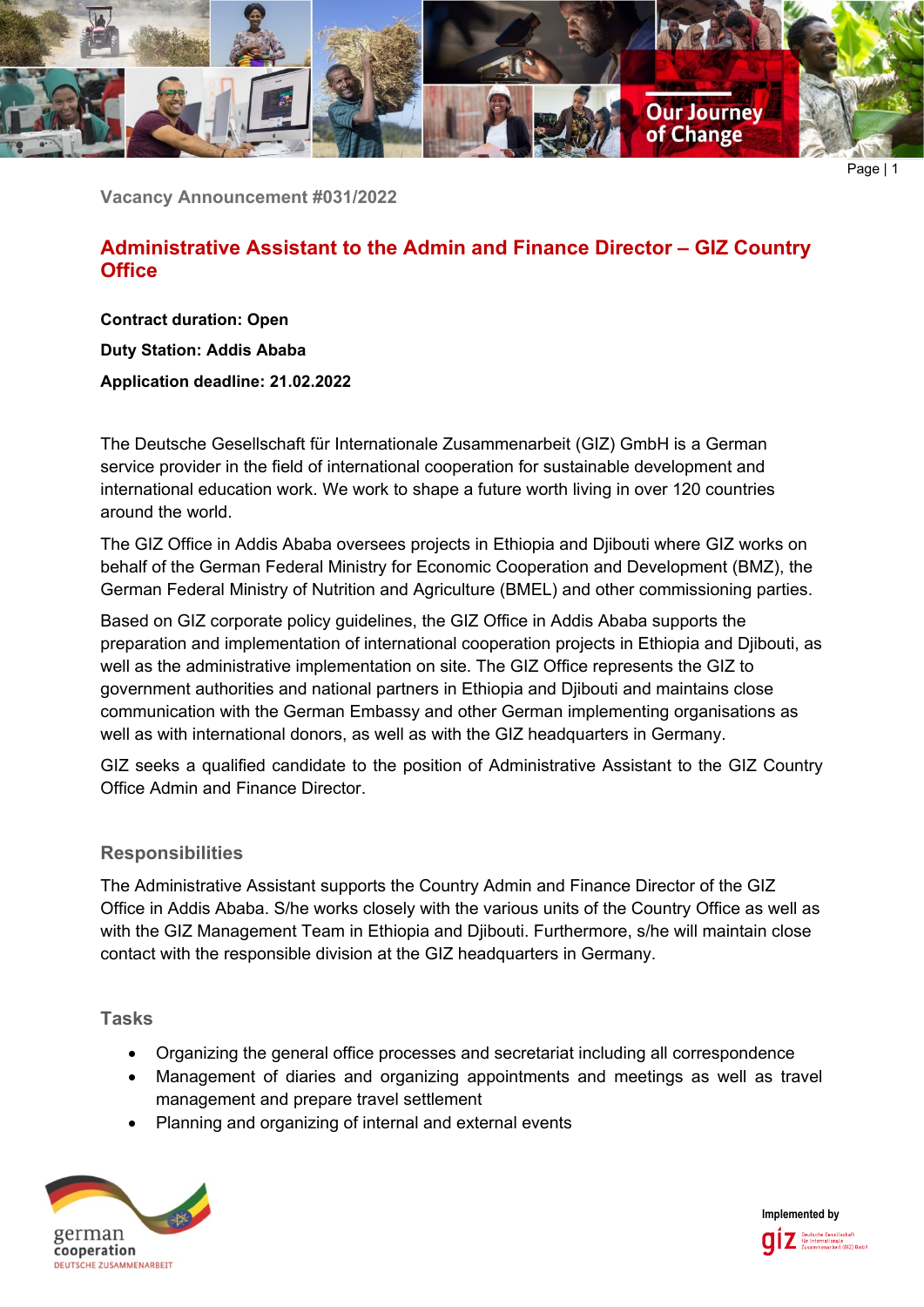Vacancy Announcement #031/2022

# Administrative Assistant to the Admin and Finance Director – GIZ Country Office

**Contract duration: Open**

**Duty Station: Addis Ababa**

**Application deadline: 21.02.2022**

The Deutsche Gesellschaft für Internationale Zusammenarbeit (GIZ) GmbH is a German service provider in the field of international cooperation for sustainable development and international education work. We work to shape a future worth living in over 120 countries around the world.

The GIZ Office in Addis Ababa oversees projects in Ethiopia and Djibouti where GIZ works on behalf of the German Federal Ministry for Economic Cooperation and Development (BMZ), the German Federal Ministry of Nutrition and Agriculture (BMEL) and other commissioning parties.

Based on GIZ corporate policy guidelines, the GIZ Office in Addis Ababa supports the preparation and implementation of international cooperation projects in Ethiopia and Djibouti, as well as the administrative implementation on site. The GIZ Office represents the GIZ to government authorities and national partners in Ethiopia and Djibouti and maintains close communication with the German Embassy and other German implementing organisations as well as with international donors, as well as with the GIZ headquarters in Germany.

GIZ seeks a qualified candidate to the position of Administrative Assistant to the GIZ Country Office Admin and Finance Director.

## Responsibilities

The Administrative Assistant supports the Country Admin and Finance Director of the GIZ Office in Addis Ababa. S/he works closely with the various units of the Country Office as well as with the GIZ Management Team in Ethiopia and Djibouti. Furthermore, s/he will maintain close contact with the responsible division at the GIZ headquarters in Germany.

## Tasks

- Organizing the general office processes and secretariat including all correspondence
- Management of diaries and organizing appointments and meetings as well as travel management and prepare travel settlement
- Planning and organizing of internal and external events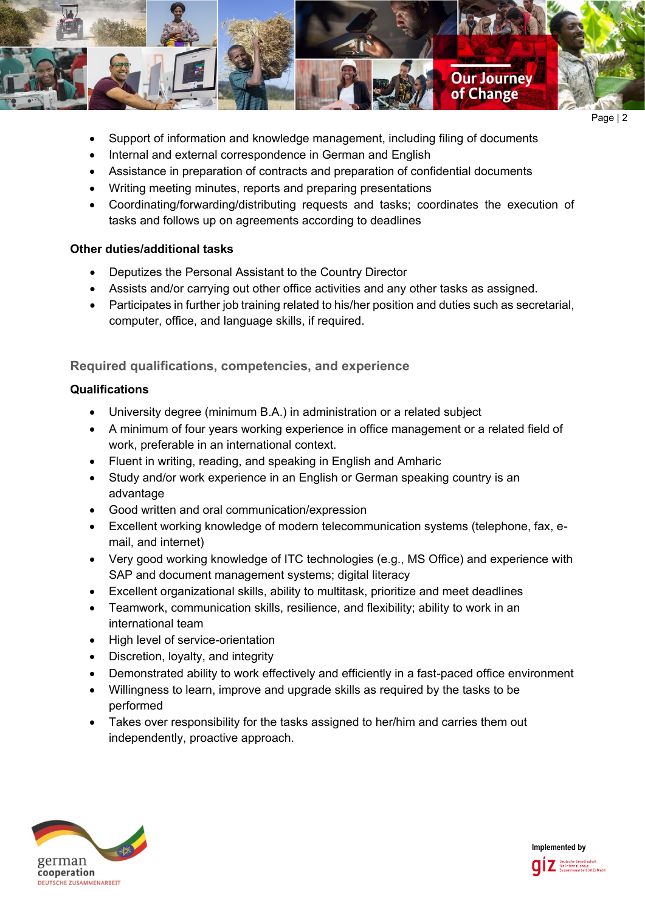- Support of information and knowledge management, including filing of documents
- Internal and external correspondence in German and English
- Assistance in preparation of contracts and preparation of confidential documents
- Writing meeting minutes, reports and preparing presentations
- Coordinating/forwarding/distributing requests and tasks; coordinates the execution of tasks and follows up on agreements according to deadlines

**Other duties/additional tasks**

- Deputizes the Personal Assistant to the Country Director
- Assists and/or carrying out other office activities and any other tasks as assigned.
- Participates in further job training related to his/her position and duties such as secretarial, computer, office, and language skills, if required.

## Required qualifications, competencies, and experience

**Qualifications**

- University degree (minimum B.A.) in administration or a related subject
- A minimum of four years working experience in office management or a related field of work, preferable in an international context.
- Fluent in writing, reading, and speaking in English and Amharic
- Study and/or work experience in an English or German speaking country is an advantage
- Good written and oral communication/expression
- Excellent working knowledge of modern telecommunication systems (telephone, fax, e-mail, and internet)
- Very good working knowledge of ITC technologies (e.g., MS Office) and experience with SAP and document management systems; digital literacy
- Excellent organizational skills, ability to multitask, prioritize and meet deadlines
- Teamwork, communication skills, resilience, and flexibility; ability to work in an international team
- High level of service-orientation
- Discretion, loyalty, and integrity
- Demonstrated ability to work effectively and efficiently in a fast-paced office environment
- Willingness to learn, improve and upgrade skills as required by the tasks to be performed
- Takes over responsibility for the tasks assigned to her/him and carries them out independently, proactive approach.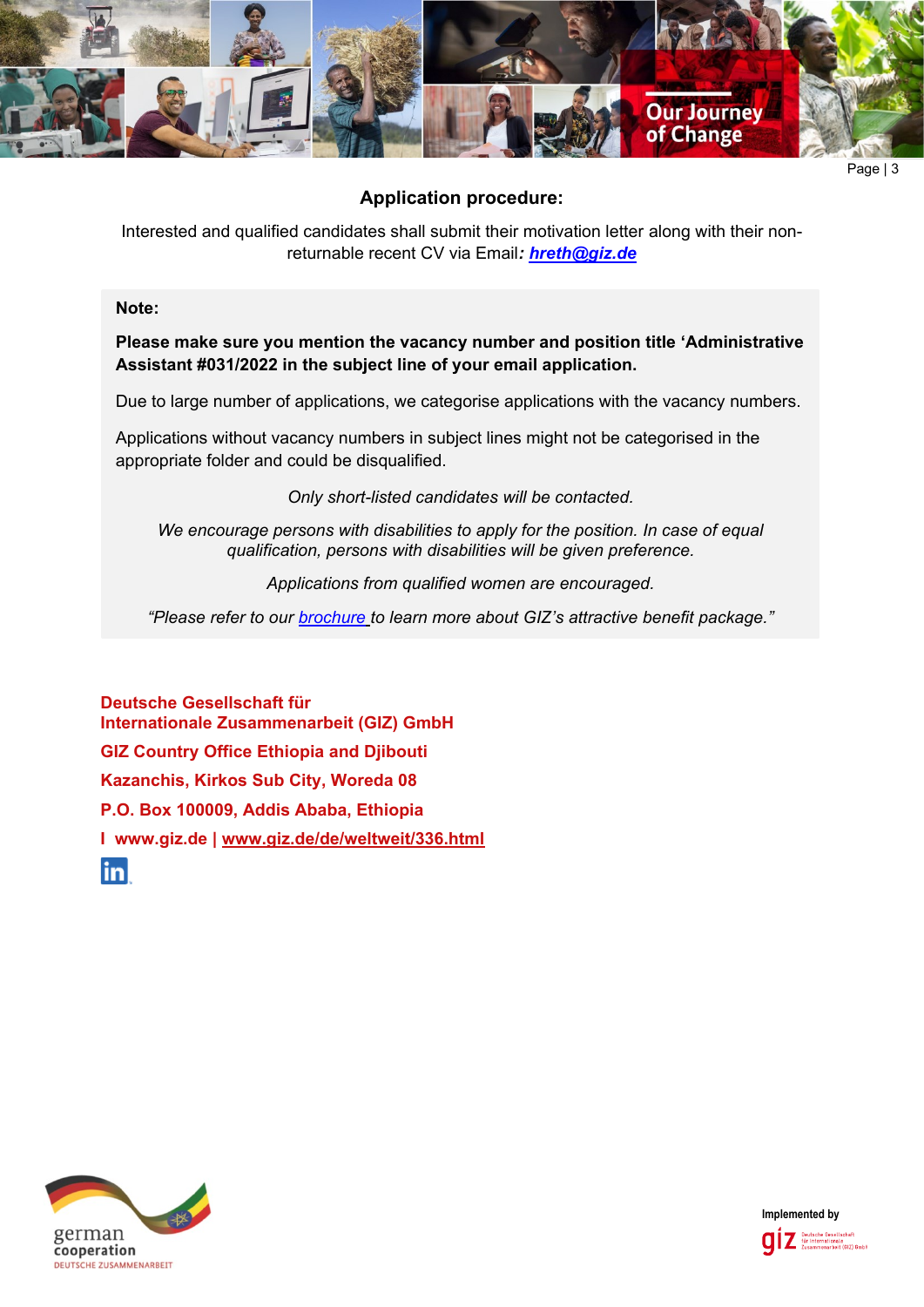## Application procedure:

Interested and qualified candidates shall submit their motivation letter along with their non-returnable recent CV via Email***: hreth@giz.de***

**Note:**

**Please make sure you mention the vacancy number and position title 'Administrative Assistant #031/2022 in the subject line of your email application.**

Due to large number of applications, we categorise applications with the vacancy numbers.

Applications without vacancy numbers in subject lines might not be categorised in the appropriate folder and could be disqualified.

*Only short-listed candidates will be contacted.*

*We encourage persons with disabilities to apply for the position. In case of equal qualification, persons with disabilities will be given preference.*

*Applications from qualified women are encouraged.*

*"Please refer to our brochure to learn more about GIZ's attractive benefit package."*

**Deutsche Gesellschaft für**
**Internationale Zusammenarbeit (GIZ) GmbH**

**GIZ Country Office Ethiopia and Djibouti**

**Kazanchis, Kirkos Sub City, Woreda 08**

**P.O. Box 100009, Addis Ababa, Ethiopia**

**I www.giz.de | www.giz.de/de/weltweit/336.html**

german cooperation
DEUTSCHE ZUSAMMENARBEIT

Implemented by
giz Deutsche Gesellschaft für Internationale Zusammenarbeit (GIZ) GmbH